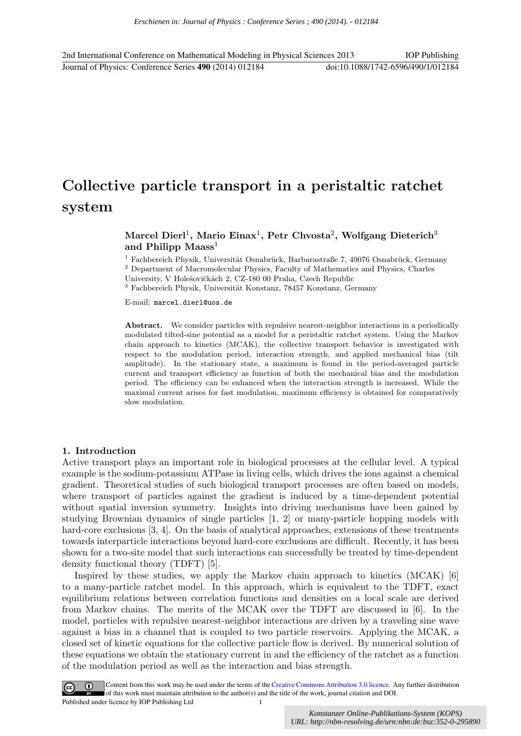# Collective particle transport in a peristaltic ratchet system

**Marcel Dierl[1], Mario Einax[1], Petr Chvosta[2], Wolfgang Dieterich[3] and Philipp Maass[1]**

[1] Fachbereich Physik, Universität Osnabrück, Barbarastraße 7, 49076 Osnabrück, Germany
[2] Department of Macromolecular Physics, Faculty of Mathematics and Physics, Charles University, V Holešovičkách 2, CZ-180 00 Praha, Czech Republic
[3] Fachbereich Physik, Universität Konstanz, 78457 Konstanz, Germany

E-mail: marcel.dierl@uos.de

**Abstract.** We consider particles with repulsive nearest-neighbor interactions in a periodically modulated tilted-sine potential as a model for a peristaltic ratchet system. Using the Markov chain approach to kinetics (MCAK), the collective transport behavior is investigated with respect to the modulation period, interaction strength, and applied mechanical bias (tilt amplitude). In the stationary state, a maximum is found in the period-averaged particle current and transport efficiency as function of both the mechanical bias and the modulation period. The efficiency can be enhanced when the interaction strength is increased. While the maximal current arises for fast modulation, maximum efficiency is obtained for comparatively slow modulation.

## 1. Introduction

Active transport plays an important role in biological processes at the cellular level. A typical example is the sodium-potassium ATPase in living cells, which drives the ions against a chemical gradient. Theoretical studies of such biological transport processes are often based on models, where transport of particles against the gradient is induced by a time-dependent potential without spatial inversion symmetry. Insights into driving mechanisms have been gained by studying Brownian dynamics of single particles [1, 2] or many-particle hopping models with hard-core exclusions [3, 4]. On the basis of analytical approaches, extensions of these treatments towards interparticle interactions beyond hard-core exclusions are difficult. Recently, it has been shown for a two-site model that such interactions can successfully be treated by time-dependent density functional theory (TDFT) [5].

Inspired by these studies, we apply the Markov chain approach to kinetics (MCAK) [6] to a many-particle ratchet model. In this approach, which is equivalent to the TDFT, exact equilibrium relations between correlation functions and densities on a local scale are derived from Markov chains. The merits of the MCAK over the TDFT are discussed in [6]. In the model, particles with repulsive nearest-neighbor interactions are driven by a traveling sine wave against a bias in a channel that is coupled to two particle reservoirs. Applying the MCAK, a closed set of kinetic equations for the collective particle flow is derived. By numerical solution of these equations we obtain the stationary current in and the efficiency of the ratchet as a function of the modulation period as well as the interaction and bias strength.

Content from this work may be used under the terms of the Creative Commons Attribution 3.0 licence. Any further distribution of this work must maintain attribution to the author(s) and the title of the work, journal citation and DOI.
Published under licence by IOP Publishing Ltd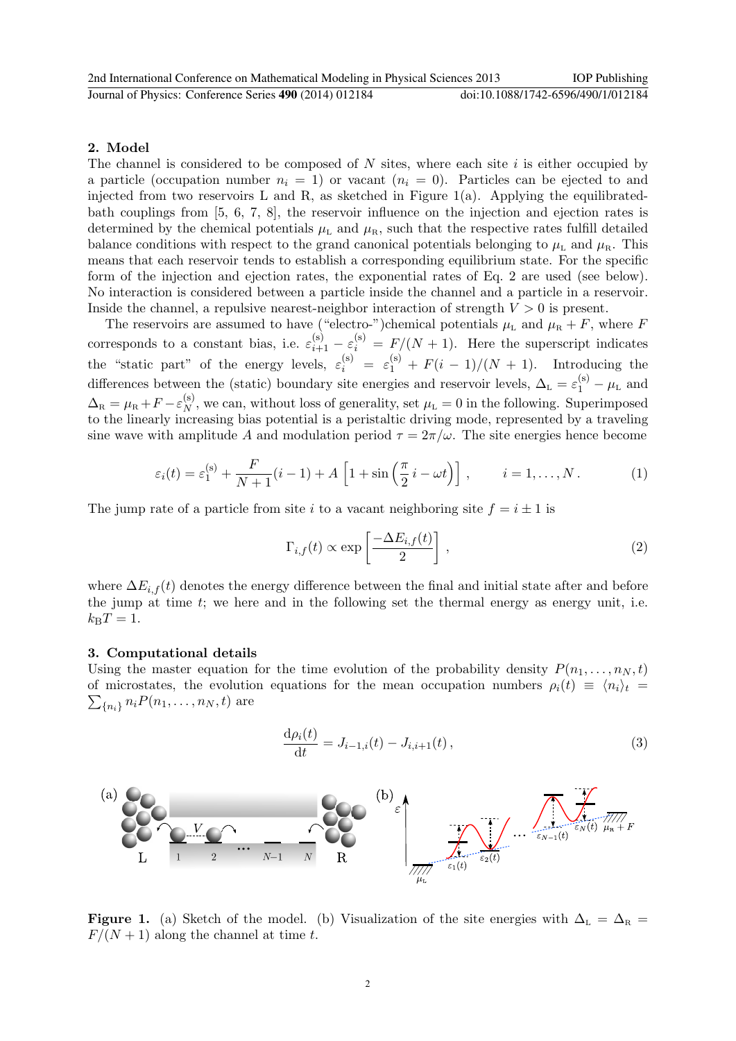## 2. Model

The channel is considered to be composed of $N$ sites, where each site $i$ is either occupied by a particle (occupation number $n_i = 1$) or vacant ($n_i = 0$). Particles can be ejected to and injected from two reservoirs L and R, as sketched in Figure 1(a). Applying the equilibrated-bath couplings from [5, 6, 7, 8], the reservoir influence on the injection and ejection rates is determined by the chemical potentials $\mu_{\rm L}$ and $\mu_{\rm R}$, such that the respective rates fulfill detailed balance conditions with respect to the grand canonical potentials belonging to $\mu_{\rm L}$ and $\mu_{\rm R}$. This means that each reservoir tends to establish a corresponding equilibrium state. For the specific form of the injection and ejection rates, the exponential rates of Eq. 2 are used (see below). No interaction is considered between a particle inside the channel and a particle in a reservoir. Inside the channel, a repulsive nearest-neighbor interaction of strength $V > 0$ is present.

The reservoirs are assumed to have ("electro-")chemical potentials $\mu_{\rm L}$ and $\mu_{\rm R} + F$, where $F$ corresponds to a constant bias, i.e. $\varepsilon_{i+1}^{(\rm s)} - \varepsilon_i^{(\rm s)} = F/(N+1)$. Here the superscript indicates the "static part" of the energy levels, $\varepsilon_i^{(\rm s)} = \varepsilon_1^{(\rm s)} + F(i-1)/(N+1)$. Introducing the differences between the (static) boundary site energies and reservoir levels, $\Delta_{\rm L} = \varepsilon_1^{(\rm s)} - \mu_{\rm L}$ and $\Delta_{\rm R} = \mu_{\rm R} + F - \varepsilon_N^{(\rm s)}$, we can, without loss of generality, set $\mu_{\rm L} = 0$ in the following. Superimposed to the linearly increasing bias potential is a peristaltic driving mode, represented by a traveling sine wave with amplitude $A$ and modulation period $\tau = 2\pi/\omega$. The site energies hence become

$$\varepsilon_i(t) = \varepsilon_1^{(\rm s)} + \frac{F}{N+1}(i-1) + A\left[1 + \sin\left(\frac{\pi}{2}\,i - \omega t\right)\right], \qquad i = 1, \ldots, N\,. \tag{1}$$

The jump rate of a particle from site $i$ to a vacant neighboring site $f = i \pm 1$ is

$$\Gamma_{i,f}(t) \propto \exp\left[\frac{-\Delta E_{i,f}(t)}{2}\right], \tag{2}$$

where $\Delta E_{i,f}(t)$ denotes the energy difference between the final and initial state after and before the jump at time $t$; we here and in the following set the thermal energy as energy unit, i.e. $k_{\rm B}T = 1$.

## 3. Computational details

Using the master equation for the time evolution of the probability density $P(n_1, \ldots, n_N, t)$ of microstates, the evolution equations for the mean occupation numbers $\rho_i(t) \equiv \langle n_i \rangle_t = \sum_{\{n_i\}} n_i P(n_1, \ldots, n_N, t)$ are

$$\frac{{\rm d}\rho_i(t)}{{\rm d}t} = J_{i-1,i}(t) - J_{i,i+1}(t)\,, \tag{3}$$

**Figure 1.** (a) Sketch of the model. (b) Visualization of the site energies with $\Delta_{\rm L} = \Delta_{\rm R} = F/(N+1)$ along the channel at time $t$.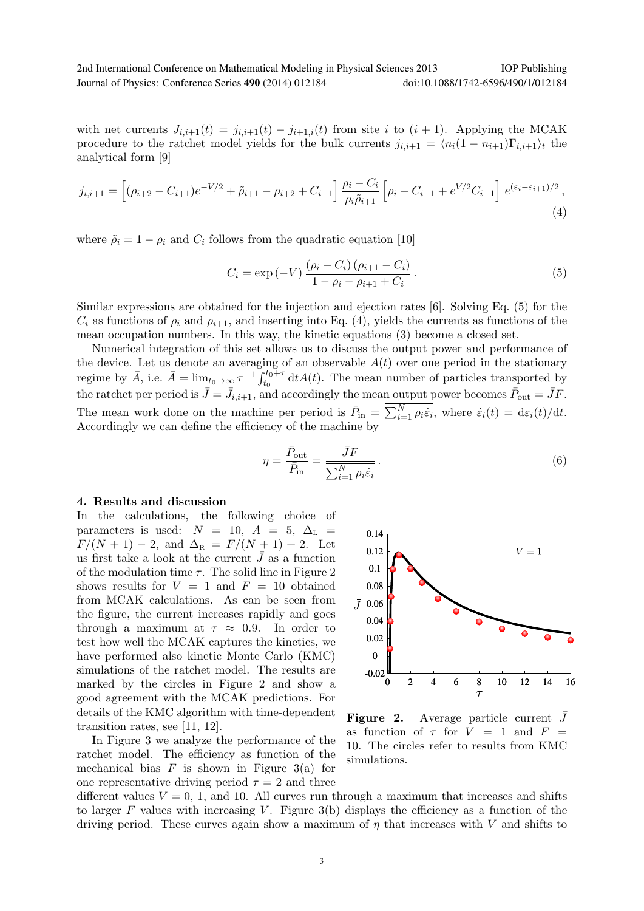with net currents $J_{i,i+1}(t) = j_{i,i+1}(t) - j_{i+1,i}(t)$ from site $i$ to $(i+1)$. Applying the MCAK procedure to the ratchet model yields for the bulk currents $j_{i,i+1} = \langle n_i(1-n_{i+1})\Gamma_{i,i+1}\rangle_t$ the analytical form [9]

$$j_{i,i+1} = \Big[(\rho_{i+2} - C_{i+1})e^{-V/2} + \tilde{\rho}_{i+1} - \rho_{i+2} + C_{i+1}\Big] \frac{\rho_i - C_i}{\rho_i \tilde{\rho}_{i+1}} \Big[\rho_i - C_{i-1} + e^{V/2} C_{i-1}\Big] e^{(\varepsilon_i - \varepsilon_{i+1})/2}, \tag{4}$$

where $\tilde{\rho}_i = 1 - \rho_i$ and $C_i$ follows from the quadratic equation [10]

$$C_i = \exp(-V) \frac{(\rho_i - C_i)(\rho_{i+1} - C_i)}{1 - \rho_i - \rho_{i+1} + C_i}. \tag{5}$$

Similar expressions are obtained for the injection and ejection rates [6]. Solving Eq. (5) for the $C_i$ as functions of $\rho_i$ and $\rho_{i+1}$, and inserting into Eq. (4), yields the currents as functions of the mean occupation numbers. In this way, the kinetic equations (3) become a closed set.

Numerical integration of this set allows us to discuss the output power and performance of the device. Let us denote an averaging of an observable $A(t)$ over one period in the stationary regime by $\bar{A}$, i.e. $\bar{A} = \lim_{t_0\to\infty} \tau^{-1} \int_{t_0}^{t_0+\tau} \mathrm{d}t A(t)$. The mean number of particles transported by the ratchet per period is $\bar{J} = \bar{J}_{i,i+1}$, and accordingly the mean output power becomes $\bar{P}_{\rm out} = \bar{J}F$. The mean work done on the machine per period is $\bar{P}_{\rm in} = \overline{\sum_{i=1}^{N} \rho_i \dot{\varepsilon}_i}$, where $\dot{\varepsilon}_i(t) = \mathrm{d}\varepsilon_i(t)/\mathrm{d}t$. Accordingly we can define the efficiency of the machine by

$$\eta = \frac{\bar{P}_{\rm out}}{\bar{P}_{\rm in}} = \frac{\bar{J}F}{\overline{\sum_{i=1}^{N} \rho_i \dot{\varepsilon}_i}}. \tag{6}$$

## 4. Results and discussion

In the calculations, the following choice of parameters is used: $N = 10$, $A = 5$, $\Delta_{\rm L} = F/(N+1) - 2$, and $\Delta_{\rm R} = F/(N+1) + 2$. Let us first take a look at the current $\bar{J}$ as a function of the modulation time $\tau$. The solid line in Figure 2 shows results for $V = 1$ and $F = 10$ obtained from MCAK calculations. As can be seen from the figure, the current increases rapidly and goes through a maximum at $\tau \approx 0.9$. In order to test how well the MCAK captures the kinetics, we have performed also kinetic Monte Carlo (KMC) simulations of the ratchet model. The results are marked by the circles in Figure 2 and show a good agreement with the MCAK predictions. For details of the KMC algorithm with time-dependent transition rates, see [11, 12].

**Figure 2.** Average particle current $\bar{J}$ as function of $\tau$ for $V = 1$ and $F = 10$. The circles refer to results from KMC simulations.

In Figure 3 we analyze the performance of the ratchet model. The efficiency as function of the mechanical bias $F$ is shown in Figure 3(a) for one representative driving period $\tau = 2$ and three different values $V = 0$, 1, and 10. All curves run through a maximum that increases and shifts to larger $F$ values with increasing $V$. Figure 3(b) displays the efficiency as a function of the driving period. These curves again show a maximum of $\eta$ that increases with $V$ and shifts to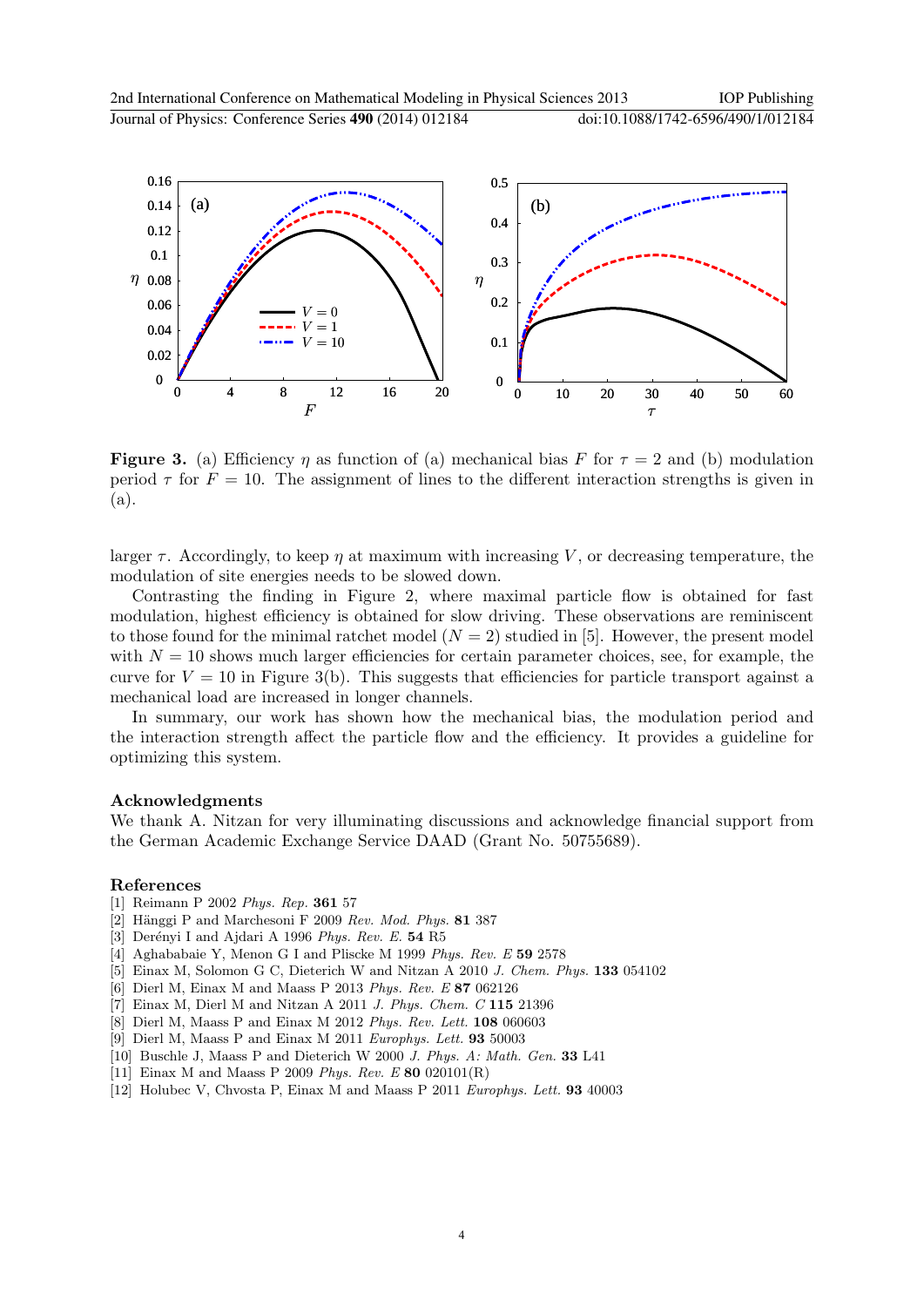(a)

0.16
0.14
0.12
0.1
$\eta$ 0.08
0.06
0.04
0.02
0

0 4 8 12 16 20

$F$

$V = 0$
$V = 1$
$V = 10$

(b)

0.5
0.4
0.3
$\eta$
0.2
0.1
0

0 10 20 30 40 50 60

$\tau$

**Figure 3.** (a) Efficiency $\eta$ as function of (a) mechanical bias $F$ for $\tau = 2$ and (b) modulation period $\tau$ for $F = 10$. The assignment of lines to the different interaction strengths is given in (a).

larger $\tau$. Accordingly, to keep $\eta$ at maximum with increasing $V$, or decreasing temperature, the modulation of site energies needs to be slowed down.

Contrasting the finding in Figure 2, where maximal particle flow is obtained for fast modulation, highest efficiency is obtained for slow driving. These observations are reminiscent to those found for the minimal ratchet model ($N = 2$) studied in [5]. However, the present model with $N = 10$ shows much larger efficiencies for certain parameter choices, see, for example, the curve for $V = 10$ in Figure 3(b). This suggests that efficiencies for particle transport against a mechanical load are increased in longer channels.

In summary, our work has shown how the mechanical bias, the modulation period and the interaction strength affect the particle flow and the efficiency. It provides a guideline for optimizing this system.

## Acknowledgments

We thank A. Nitzan for very illuminating discussions and acknowledge financial support from the German Academic Exchange Service DAAD (Grant No. 50755689).

## References

[1] Reimann P 2002 *Phys. Rep.* **361** 57
[2] Hänggi P and Marchesoni F 2009 *Rev. Mod. Phys.* **81** 387
[3] Derényi I and Ajdari A 1996 *Phys. Rev. E.* **54** R5
[4] Aghababaie Y, Menon G I and Plischke M 1999 *Phys. Rev. E* **59** 2578
[5] Einax M, Solomon G C, Dieterich W and Nitzan A 2010 *J. Chem. Phys.* **133** 054102
[6] Dierl M, Einax M and Maass P 2013 *Phys. Rev. E* **87** 062126
[7] Einax M, Dierl M and Nitzan A 2011 *J. Phys. Chem. C* **115** 21396
[8] Dierl M, Maass P and Einax M 2012 *Phys. Rev. Lett.* **108** 060603
[9] Dierl M, Maass P and Einax M 2011 *Europhys. Lett.* **93** 50003
[10] Buschle J, Maass P and Dieterich W 2000 *J. Phys. A: Math. Gen.* **33** L41
[11] Einax M and Maass P 2009 *Phys. Rev. E* **80** 020101(R)
[12] Holubec V, Chvosta P, Einax M and Maass P 2011 *Europhys. Lett.* **93** 40003